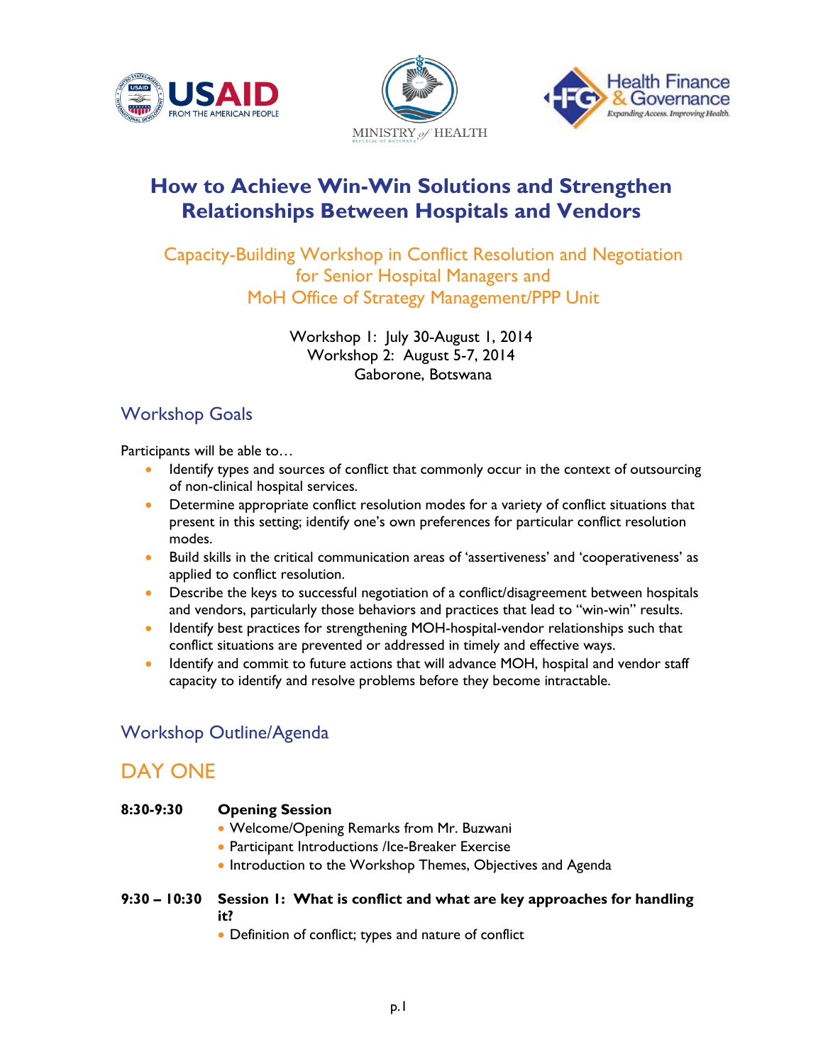# How to Achieve Win-Win Solutions and Strengthen Relationships Between Hospitals and Vendors

## Capacity-Building Workshop in Conflict Resolution and Negotiation for Senior Hospital Managers and MoH Office of Strategy Management/PPP Unit

Workshop 1: July 30-August 1, 2014
Workshop 2: August 5-7, 2014
Gaborone, Botswana

## Workshop Goals

Participants will be able to…

- Identify types and sources of conflict that commonly occur in the context of outsourcing of non-clinical hospital services.
- Determine appropriate conflict resolution modes for a variety of conflict situations that present in this setting; identify one's own preferences for particular conflict resolution modes.
- Build skills in the critical communication areas of 'assertiveness' and 'cooperativeness' as applied to conflict resolution.
- Describe the keys to successful negotiation of a conflict/disagreement between hospitals and vendors, particularly those behaviors and practices that lead to "win-win" results.
- Identify best practices for strengthening MOH-hospital-vendor relationships such that conflict situations are prevented or addressed in timely and effective ways.
- Identify and commit to future actions that will advance MOH, hospital and vendor staff capacity to identify and resolve problems before they become intractable.

## Workshop Outline/Agenda

## DAY ONE

**8:30-9:30** **Opening Session**

- Welcome/Opening Remarks from Mr. Buzwani
- Participant Introductions /Ice-Breaker Exercise
- Introduction to the Workshop Themes, Objectives and Agenda

**9:30 – 10:30** **Session 1: What is conflict and what are key approaches for handling it?**

- Definition of conflict; types and nature of conflict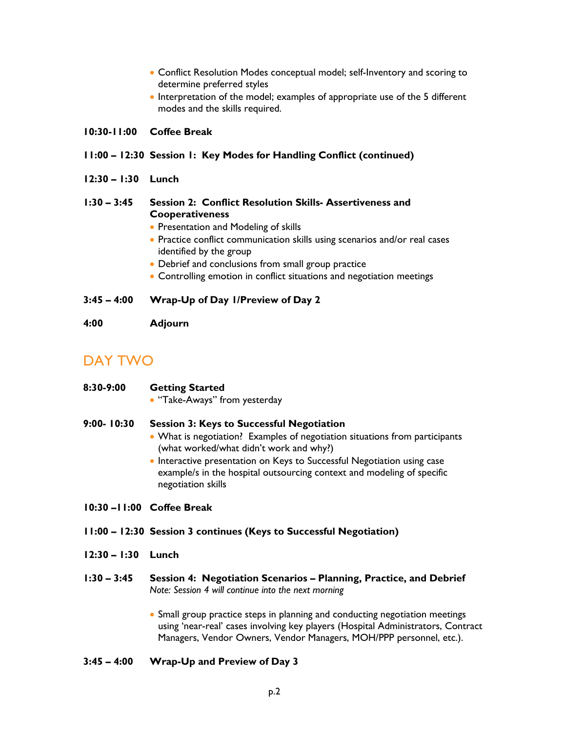- Conflict Resolution Modes conceptual model; self-Inventory and scoring to determine preferred styles
- Interpretation of the model; examples of appropriate use of the 5 different modes and the skills required.

**10:30-11:00** **Coffee Break**

**11:00 – 12:30** **Session 1: Key Modes for Handling Conflict (continued)**

**12:30 – 1:30** **Lunch**

**1:30 – 3:45** **Session 2: Conflict Resolution Skills- Assertiveness and Cooperativeness**

- Presentation and Modeling of skills
- Practice conflict communication skills using scenarios and/or real cases identified by the group
- Debrief and conclusions from small group practice
- Controlling emotion in conflict situations and negotiation meetings

**3:45 – 4:00** **Wrap-Up of Day 1/Preview of Day 2**

**4:00** **Adjourn**

## DAY TWO

**8:30-9:00** **Getting Started**

- "Take-Aways" from yesterday

**9:00- 10:30** **Session 3: Keys to Successful Negotiation**

- What is negotiation? Examples of negotiation situations from participants (what worked/what didn't work and why?)
- Interactive presentation on Keys to Successful Negotiation using case example/s in the hospital outsourcing context and modeling of specific negotiation skills

**10:30 –11:00** **Coffee Break**

**11:00 – 12:30** **Session 3 continues (Keys to Successful Negotiation)**

**12:30 – 1:30** **Lunch**

**1:30 – 3:45** **Session 4: Negotiation Scenarios – Planning, Practice, and Debrief**

*Note: Session 4 will continue into the next morning*

- Small group practice steps in planning and conducting negotiation meetings using 'near-real' cases involving key players (Hospital Administrators, Contract Managers, Vendor Owners, Vendor Managers, MOH/PPP personnel, etc.).

**3:45 – 4:00** **Wrap-Up and Preview of Day 3**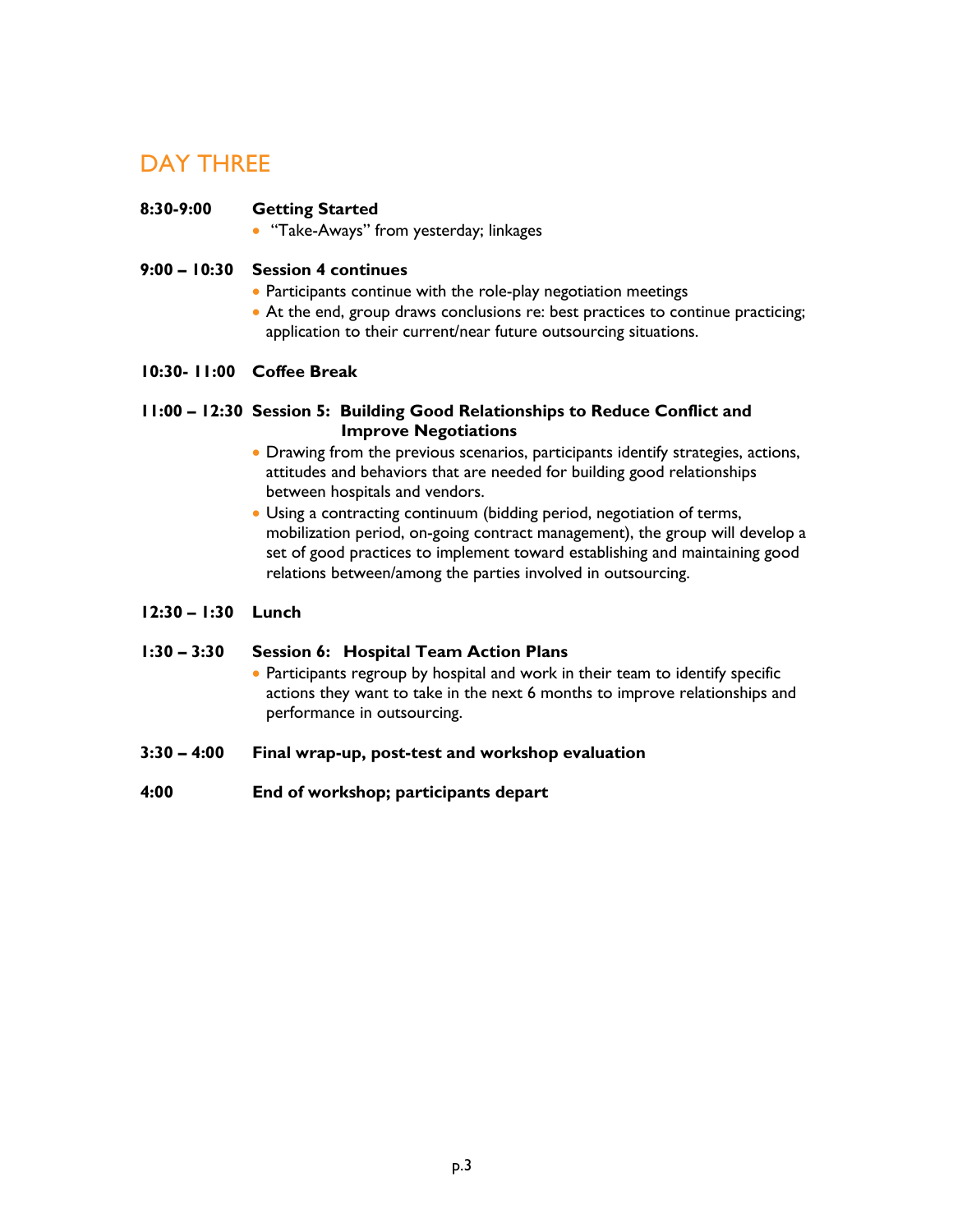## DAY THREE

**8:30-9:00** **Getting Started**

- "Take-Aways" from yesterday; linkages

**9:00 – 10:30** **Session 4 continues**

- Participants continue with the role-play negotiation meetings
- At the end, group draws conclusions re: best practices to continue practicing; application to their current/near future outsourcing situations.

**10:30- 11:00** **Coffee Break**

**11:00 – 12:30** **Session 5: Building Good Relationships to Reduce Conflict and Improve Negotiations**

- Drawing from the previous scenarios, participants identify strategies, actions, attitudes and behaviors that are needed for building good relationships between hospitals and vendors.
- Using a contracting continuum (bidding period, negotiation of terms, mobilization period, on-going contract management), the group will develop a set of good practices to implement toward establishing and maintaining good relations between/among the parties involved in outsourcing.

**12:30 – 1:30** **Lunch**

**1:30 – 3:30** **Session 6: Hospital Team Action Plans**

- Participants regroup by hospital and work in their team to identify specific actions they want to take in the next 6 months to improve relationships and performance in outsourcing.

**3:30 – 4:00** **Final wrap-up, post-test and workshop evaluation**

**4:00** **End of workshop; participants depart**